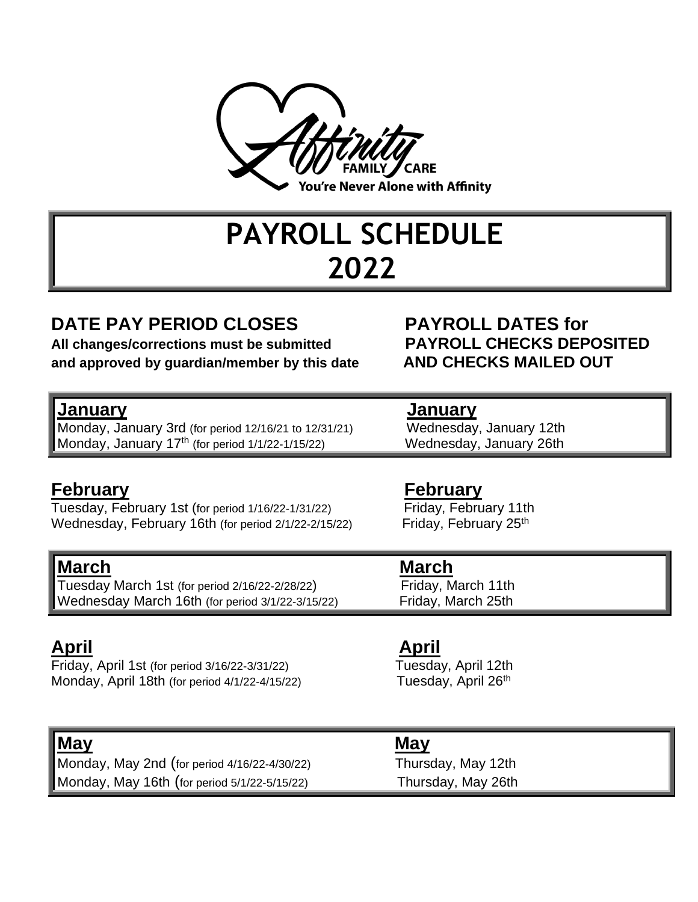Affinity FAMILY CARE

You're Never Alone with Affinity

# PAYROLL SCHEDULE 2022

| **DATE PAY PERIOD CLOSES**<br>**All changes/corrections must be submitted and approved by guardian/member by this date** | **PAYROLL DATES for PAYROLL CHECKS DEPOSITED AND CHECKS MAILED OUT** |
| --- | --- |
| **January** | **January** |
| Monday, January 3rd (for period 12/16/21 to 12/31/21) | Wednesday, January 12th |
| Monday, January 17th (for period 1/1/22-1/15/22) | Wednesday, January 26th |
| **February** | **February** |
| Tuesday, February 1st (for period 1/16/22-1/31/22) | Friday, February 11th |
| Wednesday, February 16th (for period 2/1/22-2/15/22) | Friday, February 25th |
| **March** | **March** |
| Tuesday March 1st (for period 2/16/22-2/28/22) | Friday, March 11th |
| Wednesday March 16th (for period 3/1/22-3/15/22) | Friday, March 25th |
| **April** | **April** |
| Friday, April 1st (for period 3/16/22-3/31/22) | Tuesday, April 12th |
| Monday, April 18th (for period 4/1/22-4/15/22) | Tuesday, April 26th |
| **May** | **May** |
| Monday, May 2nd (for period 4/16/22-4/30/22) | Thursday, May 12th |
| Monday, May 16th (for period 5/1/22-5/15/22) | Thursday, May 26th |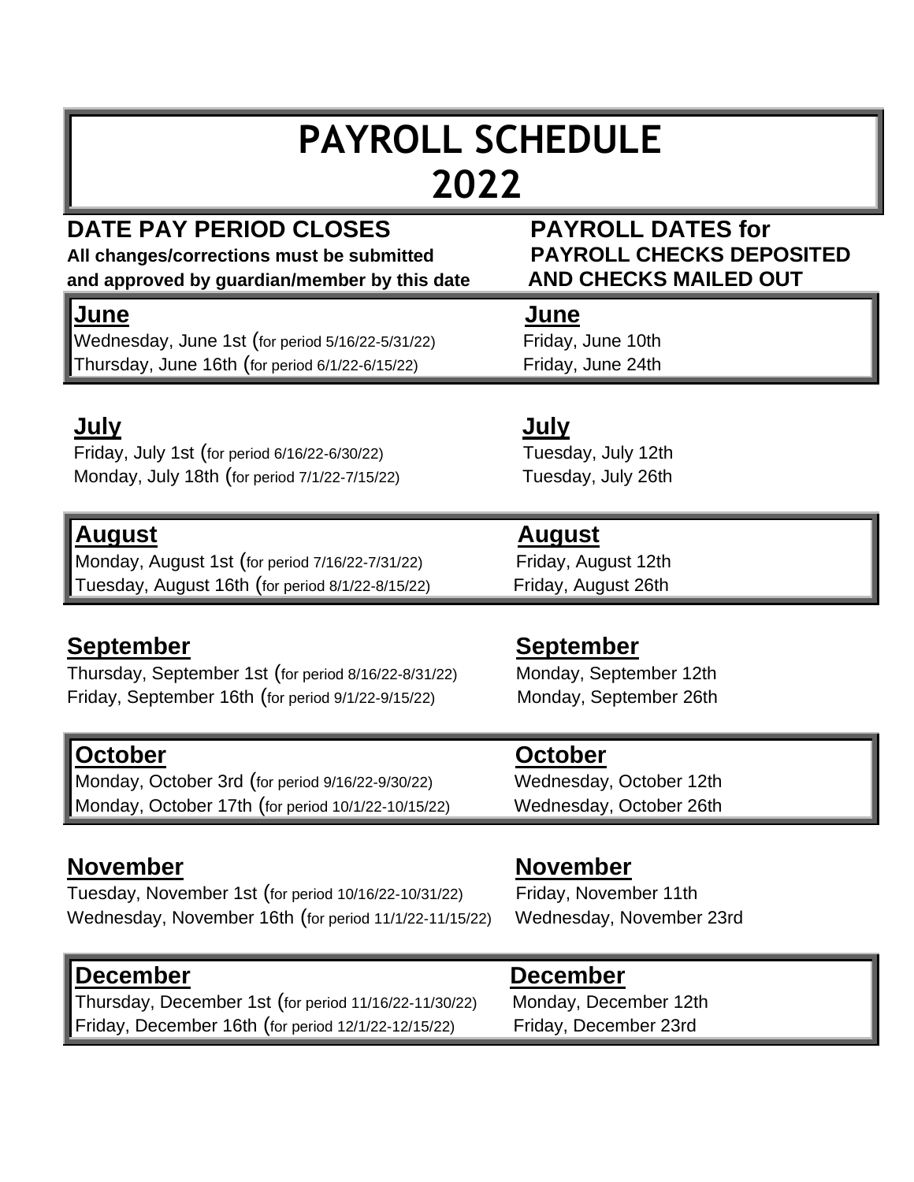# PAYROLL SCHEDULE 2022

| DATE PAY PERIOD CLOSES<br>All changes/corrections must be submitted and approved by guardian/member by this date | PAYROLL DATES for PAYROLL CHECKS DEPOSITED AND CHECKS MAILED OUT |
|---|---|
| **June** | **June** |
| Wednesday, June 1st (for period 5/16/22-5/31/22) | Friday, June 10th |
| Thursday, June 16th (for period 6/1/22-6/15/22) | Friday, June 24th |
| **July** | **July** |
| Friday, July 1st (for period 6/16/22-6/30/22) | Tuesday, July 12th |
| Monday, July 18th (for period 7/1/22-7/15/22) | Tuesday, July 26th |
| **August** | **August** |
| Monday, August 1st (for period 7/16/22-7/31/22) | Friday, August 12th |
| Tuesday, August 16th (for period 8/1/22-8/15/22) | Friday, August 26th |
| **September** | **September** |
| Thursday, September 1st (for period 8/16/22-8/31/22) | Monday, September 12th |
| Friday, September 16th (for period 9/1/22-9/15/22) | Monday, September 26th |
| **October** | **October** |
| Monday, October 3rd (for period 9/16/22-9/30/22) | Wednesday, October 12th |
| Monday, October 17th (for period 10/1/22-10/15/22) | Wednesday, October 26th |
| **November** | **November** |
| Tuesday, November 1st (for period 10/16/22-10/31/22) | Friday, November 11th |
| Wednesday, November 16th (for period 11/1/22-11/15/22) | Wednesday, November 23rd |
| **December** | **December** |
| Thursday, December 1st (for period 11/16/22-11/30/22) | Monday, December 12th |
| Friday, December 16th (for period 12/1/22-12/15/22) | Friday, December 23rd |